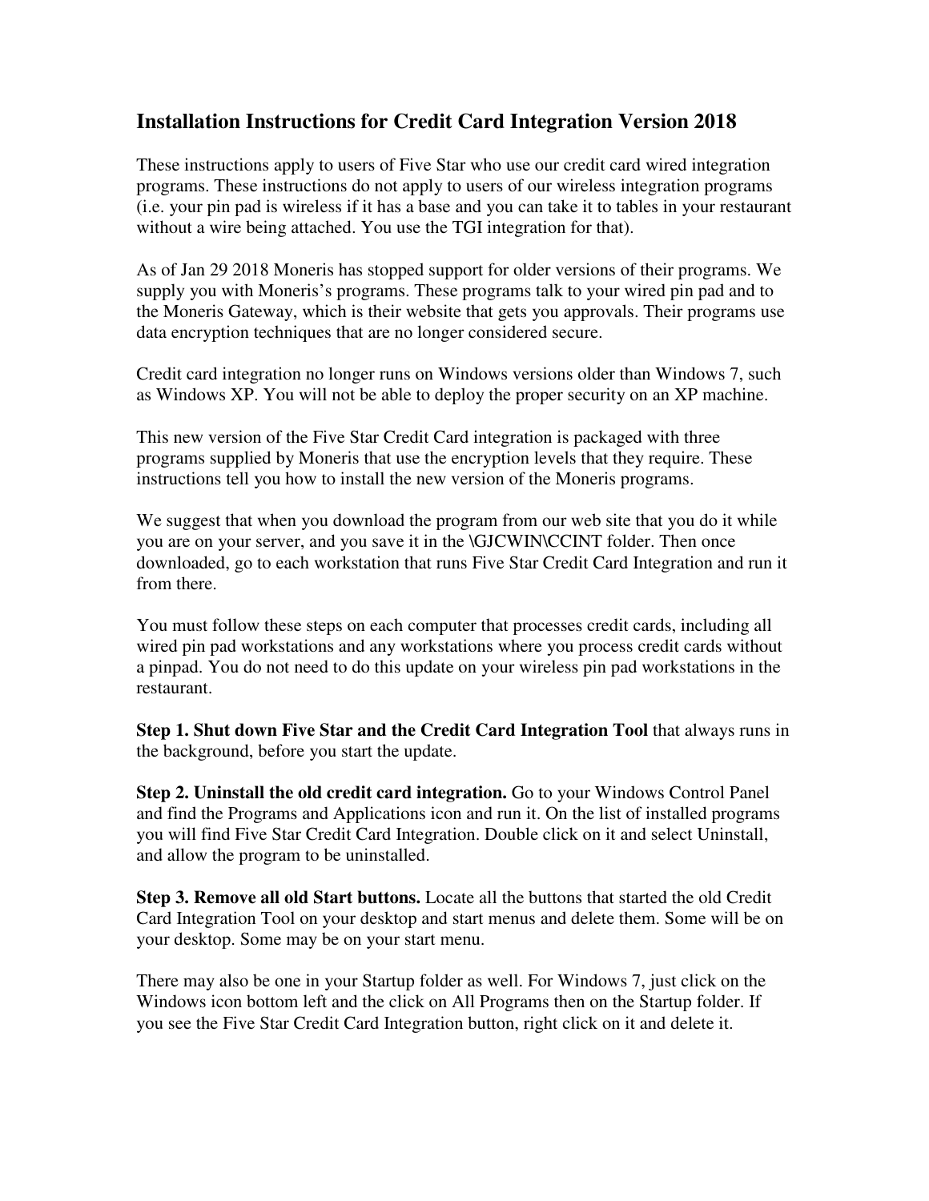# Installation Instructions for Credit Card Integration Version 2018

These instructions apply to users of Five Star who use our credit card wired integration programs. These instructions do not apply to users of our wireless integration programs (i.e. your pin pad is wireless if it has a base and you can take it to tables in your restaurant without a wire being attached. You use the TGI integration for that).

As of Jan 29 2018 Moneris has stopped support for older versions of their programs. We supply you with Moneris's programs. These programs talk to your wired pin pad and to the Moneris Gateway, which is their website that gets you approvals. Their programs use data encryption techniques that are no longer considered secure.

Credit card integration no longer runs on Windows versions older than Windows 7, such as Windows XP. You will not be able to deploy the proper security on an XP machine.

This new version of the Five Star Credit Card integration is packaged with three programs supplied by Moneris that use the encryption levels that they require. These instructions tell you how to install the new version of the Moneris programs.

We suggest that when you download the program from our web site that you do it while you are on your server, and you save it in the \GJCWIN\CCINT folder. Then once downloaded, go to each workstation that runs Five Star Credit Card Integration and run it from there.

You must follow these steps on each computer that processes credit cards, including all wired pin pad workstations and any workstations where you process credit cards without a pinpad. You do not need to do this update on your wireless pin pad workstations in the restaurant.

**Step 1. Shut down Five Star and the Credit Card Integration Tool** that always runs in the background, before you start the update.

**Step 2. Uninstall the old credit card integration.** Go to your Windows Control Panel and find the Programs and Applications icon and run it. On the list of installed programs you will find Five Star Credit Card Integration. Double click on it and select Uninstall, and allow the program to be uninstalled.

**Step 3. Remove all old Start buttons.** Locate all the buttons that started the old Credit Card Integration Tool on your desktop and start menus and delete them. Some will be on your desktop. Some may be on your start menu.

There may also be one in your Startup folder as well. For Windows 7, just click on the Windows icon bottom left and the click on All Programs then on the Startup folder. If you see the Five Star Credit Card Integration button, right click on it and delete it.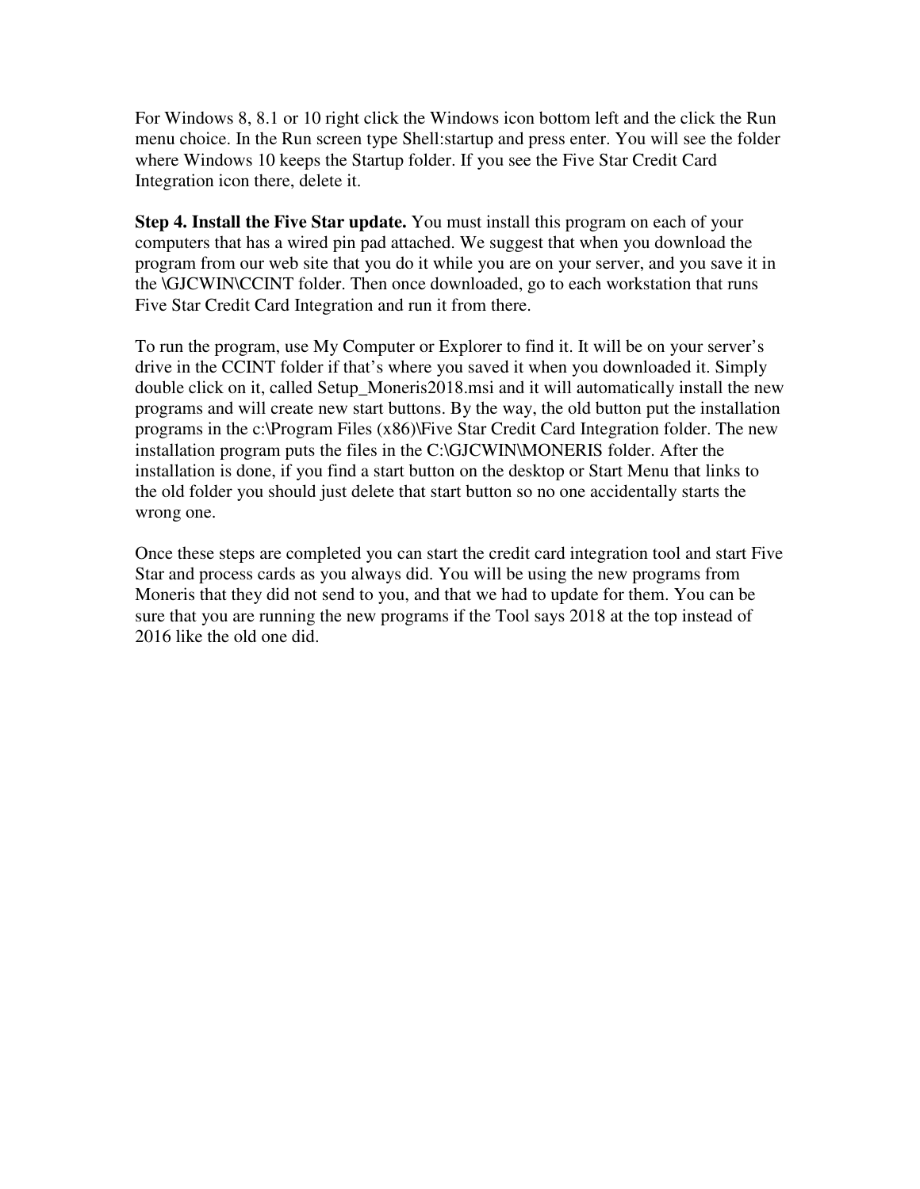For Windows 8, 8.1 or 10 right click the Windows icon bottom left and the click the Run menu choice. In the Run screen type Shell:startup and press enter. You will see the folder where Windows 10 keeps the Startup folder. If you see the Five Star Credit Card Integration icon there, delete it.

**Step 4. Install the Five Star update.** You must install this program on each of your computers that has a wired pin pad attached. We suggest that when you download the program from our web site that you do it while you are on your server, and you save it in the \GJCWIN\CCINT folder. Then once downloaded, go to each workstation that runs Five Star Credit Card Integration and run it from there.

To run the program, use My Computer or Explorer to find it. It will be on your server's drive in the CCINT folder if that's where you saved it when you downloaded it. Simply double click on it, called Setup_Moneris2018.msi and it will automatically install the new programs and will create new start buttons. By the way, the old button put the installation programs in the c:\Program Files (x86)\Five Star Credit Card Integration folder. The new installation program puts the files in the C:\GJCWIN\MONERIS folder. After the installation is done, if you find a start button on the desktop or Start Menu that links to the old folder you should just delete that start button so no one accidentally starts the wrong one.

Once these steps are completed you can start the credit card integration tool and start Five Star and process cards as you always did. You will be using the new programs from Moneris that they did not send to you, and that we had to update for them. You can be sure that you are running the new programs if the Tool says 2018 at the top instead of 2016 like the old one did.